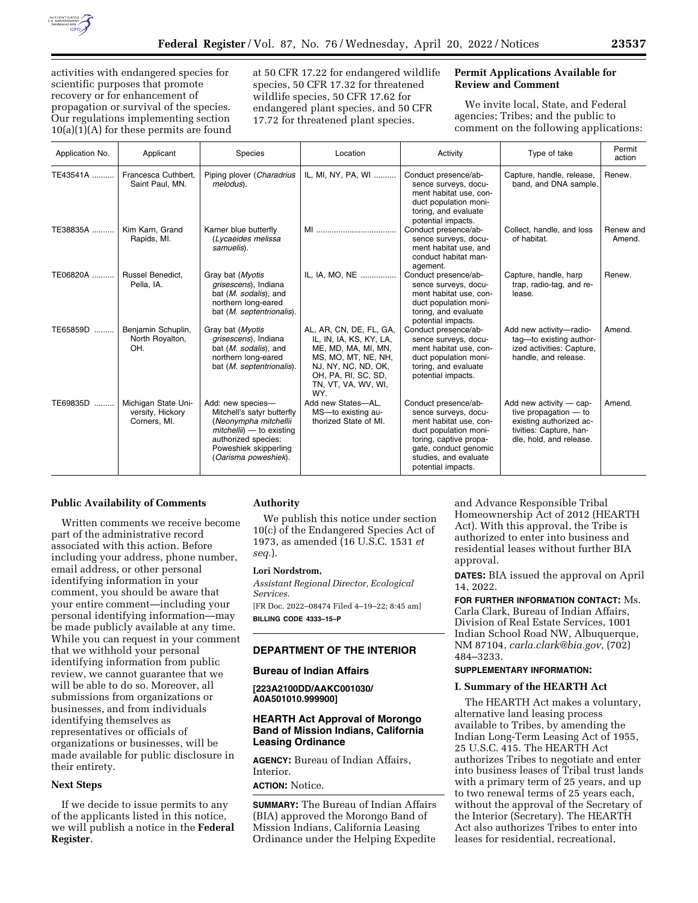activities with endangered species for scientific purposes that promote recovery or for enhancement of propagation or survival of the species. Our regulations implementing section 10(a)(1)(A) for these permits are found at 50 CFR 17.22 for endangered wildlife species, 50 CFR 17.32 for threatened wildlife species, 50 CFR 17.62 for endangered plant species, and 50 CFR 17.72 for threatened plant species.

## Permit Applications Available for Review and Comment

We invite local, State, and Federal agencies; Tribes; and the public to comment on the following applications:

| Application No. | Applicant | Species | Location | Activity | Type of take | Permit action |
|---|---|---|---|---|---|---|
| TE43541A | Francesca Cuthbert, Saint Paul, MN. | Piping plover (*Charadrius melodus*). | IL, MI, NY, PA, WI | Conduct presence/absence surveys, document habitat use, conduct population monitoring, and evaluate potential impacts. | Capture, handle, release, band, and DNA sample. | Renew. |
| TE38835A | Kim Karn, Grand Rapids, MI. | Karner blue butterfly (*Lycaeides melissa samuelis*). | MI | Conduct presence/absence surveys, document habitat use, and conduct habitat management. | Collect, handle, and loss of habitat. | Renew and Amend. |
| TE06820A | Russel Benedict, Pella, IA. | Gray bat (*Myotis grisescens*), Indiana bat (*M. sodalis*), and northern long-eared bat (*M. septentrionalis*). | IL, IA, MO, NE | Conduct presence/absence surveys, document habitat use, conduct population monitoring, and evaluate potential impacts. | Capture, handle, harp trap, radio-tag, and release. | Renew. |
| TE65859D | Benjamin Schuplin, North Royalton, OH. | Gray bat (*Myotis grisescens*), Indiana bat (*M. sodalis*), and northern long-eared bat (*M. septentrionalis*). | AL, AR, CN, DE, FL, GA, IL, IN, IA, KS, KY, LA, ME, MD, MA, MI, MN, MS, MO, MT, NE, NH, NJ, NY, NC, ND, OK, OH, PA, RI, SC, SD, TN, VT, VA, WV, WI, WY. | Conduct presence/absence surveys, document habitat use, conduct population monitoring, and evaluate potential impacts. | Add new activity—radio-tag—to existing authorized activities: Capture, handle, and release. | Amend. |
| TE69835D | Michigan State University, Hickory Corners, MI. | Add: new species—Mitchell's satyr butterfly (*Neonympha mitchellii mitchellii*) — to existing authorized species: Poweshiek skipperling (*Oarisma poweshiek*). | Add new States—AL, MS—to existing authorized State of MI. | Conduct presence/absence surveys, document habitat use, conduct population monitoring, captive propagate, conduct genomic studies, and evaluate potential impacts. | Add new activity — captive propagation — to existing authorized activities: Capture, handle, hold, and release. | Amend. |

## Public Availability of Comments

Written comments we receive become part of the administrative record associated with this action. Before including your address, phone number, email address, or other personal identifying information in your comment, you should be aware that your entire comment—including your personal identifying information—may be made publicly available at any time. While you can request in your comment that we withhold your personal identifying information from public review, we cannot guarantee that we will be able to do so. Moreover, all submissions from organizations or businesses, and from individuals identifying themselves as representatives or officials of organizations or businesses, will be made available for public disclosure in their entirety.

## Next Steps

If we decide to issue permits to any of the applicants listed in this notice, we will publish a notice in the **Federal Register**.

## Authority

We publish this notice under section 10(c) of the Endangered Species Act of 1973, as amended (16 U.S.C. 1531 *et seq.*).

**Lori Nordstrom,**

*Assistant Regional Director, Ecological Services.*

[FR Doc. 2022–08474 Filed 4–19–22; 8:45 am]

**BILLING CODE 4333–15–P**

---

# DEPARTMENT OF THE INTERIOR

## Bureau of Indian Affairs

**[223A2100DD/AAKC001030/A0A501010.999900]**

## HEARTH Act Approval of Morongo Band of Mission Indians, California Leasing Ordinance

**AGENCY:** Bureau of Indian Affairs, Interior.

**ACTION:** Notice.

**SUMMARY:** The Bureau of Indian Affairs (BIA) approved the Morongo Band of Mission Indians, California Leasing Ordinance under the Helping Expedite and Advance Responsible Tribal Homeownership Act of 2012 (HEARTH Act). With this approval, the Tribe is authorized to enter into business and residential leases without further BIA approval.

**DATES:** BIA issued the approval on April 14, 2022.

**FOR FURTHER INFORMATION CONTACT:** Ms. Carla Clark, Bureau of Indian Affairs, Division of Real Estate Services, 1001 Indian School Road NW, Albuquerque, NM 87104, *carla.clark@bia.gov,* (702) 484–3233.

**SUPPLEMENTARY INFORMATION:**

### I. Summary of the HEARTH Act

The HEARTH Act makes a voluntary, alternative land leasing process available to Tribes, by amending the Indian Long-Term Leasing Act of 1955, 25 U.S.C. 415. The HEARTH Act authorizes Tribes to negotiate and enter into business leases of Tribal trust lands with a primary term of 25 years, and up to two renewal terms of 25 years each, without the approval of the Secretary of the Interior (Secretary). The HEARTH Act also authorizes Tribes to enter into leases for residential, recreational,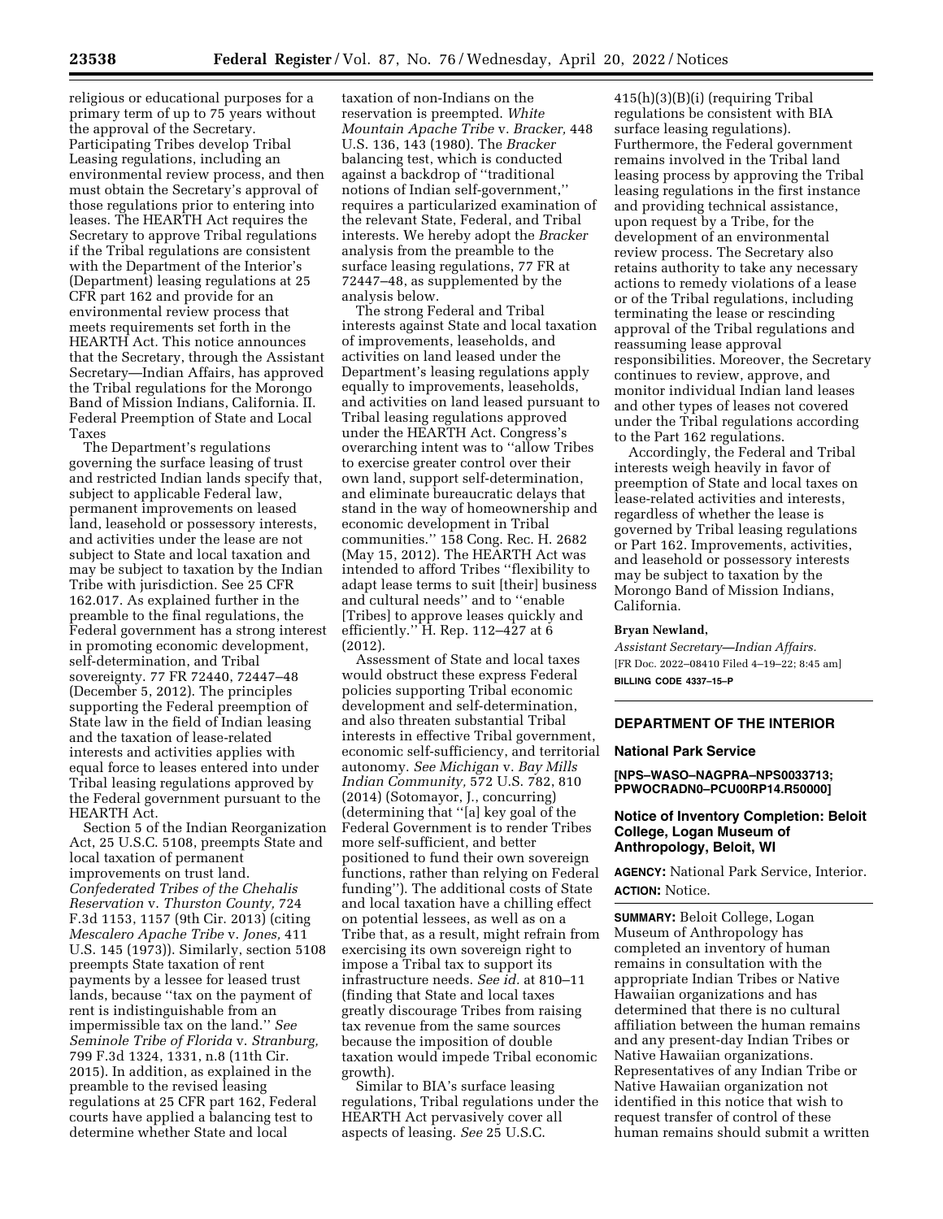religious or educational purposes for a primary term of up to 75 years without the approval of the Secretary. Participating Tribes develop Tribal Leasing regulations, including an environmental review process, and then must obtain the Secretary's approval of those regulations prior to entering into leases. The HEARTH Act requires the Secretary to approve Tribal regulations if the Tribal regulations are consistent with the Department of the Interior's (Department) leasing regulations at 25 CFR part 162 and provide for an environmental review process that meets requirements set forth in the HEARTH Act. This notice announces that the Secretary, through the Assistant Secretary—Indian Affairs, has approved the Tribal regulations for the Morongo Band of Mission Indians, California.

## II. Federal Preemption of State and Local Taxes

The Department's regulations governing the surface leasing of trust and restricted Indian lands specify that, subject to applicable Federal law, permanent improvements on leased land, leasehold or possessory interests, and activities under the lease are not subject to State and local taxation and may be subject to taxation by the Indian Tribe with jurisdiction. See 25 CFR 162.017. As explained further in the preamble to the final regulations, the Federal government has a strong interest in promoting economic development, self-determination, and Tribal sovereignty. 77 FR 72440, 72447–48 (December 5, 2012). The principles supporting the Federal preemption of State law in the field of Indian leasing and the taxation of lease-related interests and activities applies with equal force to leases entered into under Tribal leasing regulations approved by the Federal government pursuant to the HEARTH Act.

Section 5 of the Indian Reorganization Act, 25 U.S.C. 5108, preempts State and local taxation of permanent improvements on trust land. *Confederated Tribes of the Chehalis Reservation* v. *Thurston County,* 724 F.3d 1153, 1157 (9th Cir. 2013) (citing *Mescalero Apache Tribe* v. *Jones,* 411 U.S. 145 (1973)). Similarly, section 5108 preempts State taxation of rent payments by a lessee for leased trust lands, because ''tax on the payment of rent is indistinguishable from an impermissible tax on the land.'' *See Seminole Tribe of Florida* v. *Stranburg,* 799 F.3d 1324, 1331, n.8 (11th Cir. 2015). In addition, as explained in the preamble to the revised leasing regulations at 25 CFR part 162, Federal courts have applied a balancing test to determine whether State and local taxation of non-Indians on the reservation is preempted. *White Mountain Apache Tribe* v. *Bracker,* 448 U.S. 136, 143 (1980). The *Bracker* balancing test, which is conducted against a backdrop of ''traditional notions of Indian self-government,'' requires a particularized examination of the relevant State, Federal, and Tribal interests. We hereby adopt the *Bracker* analysis from the preamble to the surface leasing regulations, 77 FR at 72447–48, as supplemented by the analysis below.

The strong Federal and Tribal interests against State and local taxation of improvements, leaseholds, and activities on land leased under the Department's leasing regulations apply equally to improvements, leaseholds, and activities on land leased pursuant to Tribal leasing regulations approved under the HEARTH Act. Congress's overarching intent was to ''allow Tribes to exercise greater control over their own land, support self-determination, and eliminate bureaucratic delays that stand in the way of homeownership and economic development in Tribal communities.'' 158 Cong. Rec. H. 2682 (May 15, 2012). The HEARTH Act was intended to afford Tribes ''flexibility to adapt lease terms to suit [their] business and cultural needs'' and to ''enable [Tribes] to approve leases quickly and efficiently.'' H. Rep. 112–427 at 6 (2012).

Assessment of State and local taxes would obstruct these express Federal policies supporting Tribal economic development and self-determination, and also threaten substantial Tribal interests in effective Tribal government, economic self-sufficiency, and territorial autonomy. *See Michigan* v. *Bay Mills Indian Community,* 572 U.S. 782, 810 (2014) (Sotomayor, J., concurring) (determining that ''[a] key goal of the Federal Government is to render Tribes more self-sufficient, and better positioned to fund their own sovereign functions, rather than relying on Federal funding''). The additional costs of State and local taxation have a chilling effect on potential lessees, as well as on a Tribe that, as a result, might refrain from exercising its own sovereign right to impose a Tribal tax to support its infrastructure needs. *See id.* at 810–11 (finding that State and local taxes greatly discourage Tribes from raising tax revenue from the same sources because the imposition of double taxation would impede Tribal economic growth).

Similar to BIA's surface leasing regulations, Tribal regulations under the HEARTH Act pervasively cover all aspects of leasing. *See* 25 U.S.C. 415(h)(3)(B)(i) (requiring Tribal regulations be consistent with BIA surface leasing regulations). Furthermore, the Federal government remains involved in the Tribal land leasing process by approving the Tribal leasing regulations in the first instance and providing technical assistance, upon request by a Tribe, for the development of an environmental review process. The Secretary also retains authority to take any necessary actions to remedy violations of a lease or of the Tribal regulations, including terminating the lease or rescinding approval of the Tribal regulations and reassuming lease approval responsibilities. Moreover, the Secretary continues to review, approve, and monitor individual Indian land leases and other types of leases not covered under the Tribal regulations according to the Part 162 regulations.

Accordingly, the Federal and Tribal interests weigh heavily in favor of preemption of State and local taxes on lease-related activities and interests, regardless of whether the lease is governed by Tribal leasing regulations or Part 162. Improvements, activities, and leasehold or possessory interests may be subject to taxation by the Morongo Band of Mission Indians, California.

**Bryan Newland,**

*Assistant Secretary—Indian Affairs.*

[FR Doc. 2022–08410 Filed 4–19–22; 8:45 am]

**BILLING CODE 4337–15–P**

---

## DEPARTMENT OF THE INTERIOR

### National Park Service

**[NPS–WASO–NAGPRA–NPS0033713; PPWOCRADN0–PCU00RP14.R50000]**

### Notice of Inventory Completion: Beloit College, Logan Museum of Anthropology, Beloit, WI

**AGENCY:** National Park Service, Interior.

**ACTION:** Notice.

**SUMMARY:** Beloit College, Logan Museum of Anthropology has completed an inventory of human remains in consultation with the appropriate Indian Tribes or Native Hawaiian organizations and has determined that there is no cultural affiliation between the human remains and any present-day Indian Tribes or Native Hawaiian organizations. Representatives of any Indian Tribe or Native Hawaiian organization not identified in this notice that wish to request transfer of control of these human remains should submit a written